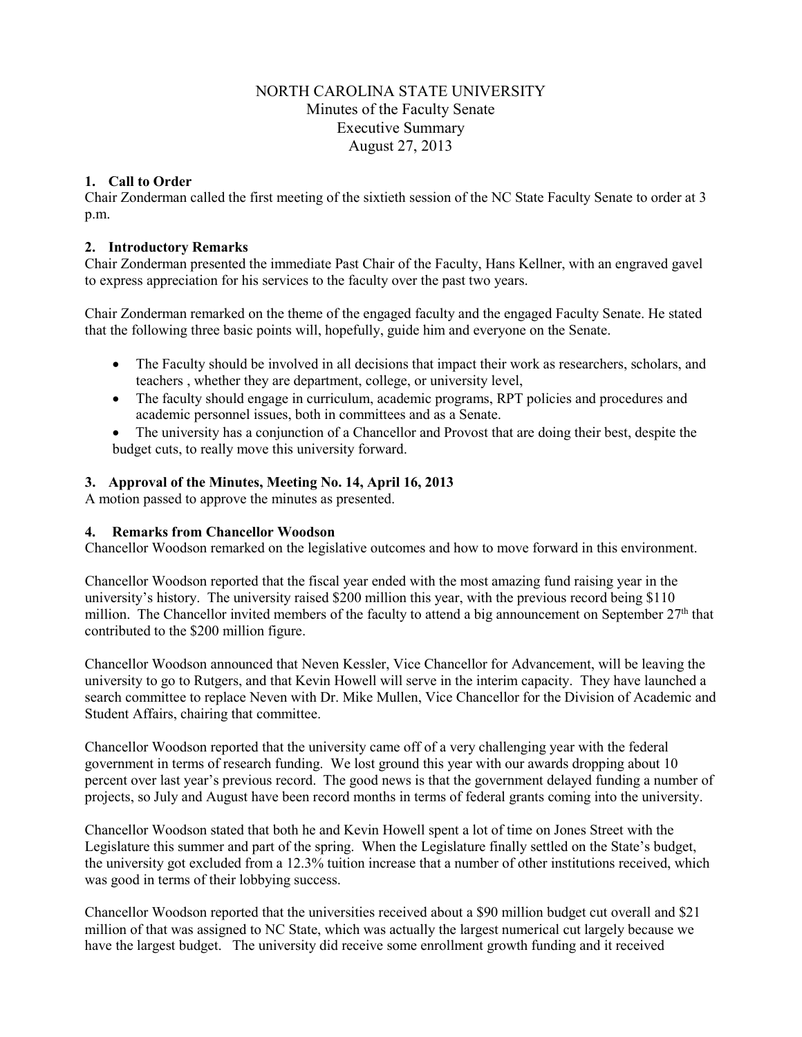# NORTH CAROLINA STATE UNIVERSITY

Minutes of the Faculty Senate
Executive Summary
August 27, 2013

### 1. Call to Order

Chair Zonderman called the first meeting of the sixtieth session of the NC State Faculty Senate to order at 3 p.m.

### 2. Introductory Remarks

Chair Zonderman presented the immediate Past Chair of the Faculty, Hans Kellner, with an engraved gavel to express appreciation for his services to the faculty over the past two years.

Chair Zonderman remarked on the theme of the engaged faculty and the engaged Faculty Senate. He stated that the following three basic points will, hopefully, guide him and everyone on the Senate.

- The Faculty should be involved in all decisions that impact their work as researchers, scholars, and teachers , whether they are department, college, or university level,
- The faculty should engage in curriculum, academic programs, RPT policies and procedures and academic personnel issues, both in committees and as a Senate.
- The university has a conjunction of a Chancellor and Provost that are doing their best, despite the budget cuts, to really move this university forward.

### 3. Approval of the Minutes, Meeting No. 14, April 16, 2013

A motion passed to approve the minutes as presented.

### 4. Remarks from Chancellor Woodson

Chancellor Woodson remarked on the legislative outcomes and how to move forward in this environment.

Chancellor Woodson reported that the fiscal year ended with the most amazing fund raising year in the university's history. The university raised $200 million this year, with the previous record being $110 million. The Chancellor invited members of the faculty to attend a big announcement on September 27th that contributed to the $200 million figure.

Chancellor Woodson announced that Neven Kessler, Vice Chancellor for Advancement, will be leaving the university to go to Rutgers, and that Kevin Howell will serve in the interim capacity. They have launched a search committee to replace Neven with Dr. Mike Mullen, Vice Chancellor for the Division of Academic and Student Affairs, chairing that committee.

Chancellor Woodson reported that the university came off of a very challenging year with the federal government in terms of research funding. We lost ground this year with our awards dropping about 10 percent over last year's previous record. The good news is that the government delayed funding a number of projects, so July and August have been record months in terms of federal grants coming into the university.

Chancellor Woodson stated that both he and Kevin Howell spent a lot of time on Jones Street with the Legislature this summer and part of the spring. When the Legislature finally settled on the State's budget, the university got excluded from a 12.3% tuition increase that a number of other institutions received, which was good in terms of their lobbying success.

Chancellor Woodson reported that the universities received about a $90 million budget cut overall and $21 million of that was assigned to NC State, which was actually the largest numerical cut largely because we have the largest budget. The university did receive some enrollment growth funding and it received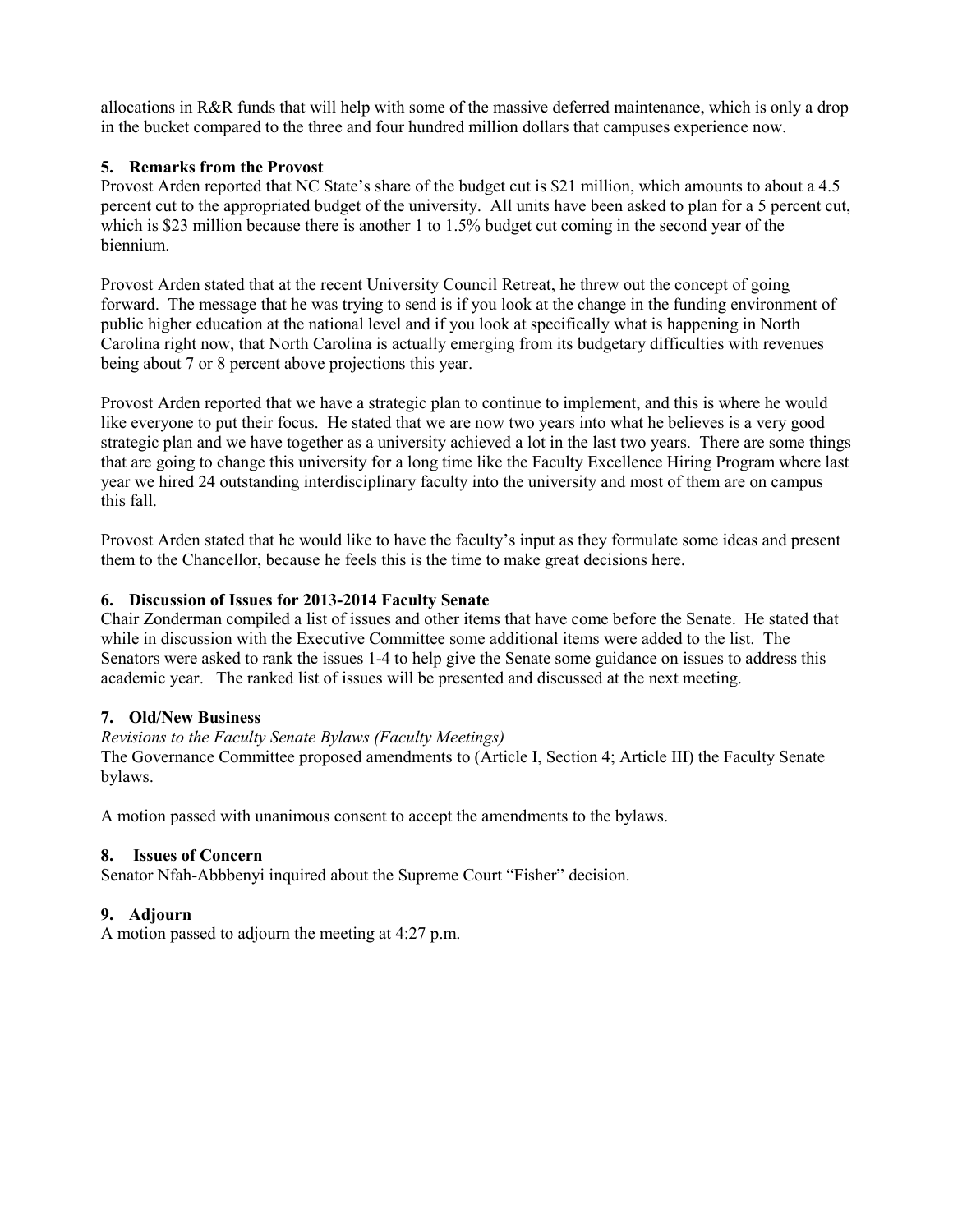allocations in R&R funds that will help with some of the massive deferred maintenance, which is only a drop in the bucket compared to the three and four hundred million dollars that campuses experience now.

### 5. Remarks from the Provost

Provost Arden reported that NC State's share of the budget cut is $21 million, which amounts to about a 4.5 percent cut to the appropriated budget of the university. All units have been asked to plan for a 5 percent cut, which is $23 million because there is another 1 to 1.5% budget cut coming in the second year of the biennium.

Provost Arden stated that at the recent University Council Retreat, he threw out the concept of going forward. The message that he was trying to send is if you look at the change in the funding environment of public higher education at the national level and if you look at specifically what is happening in North Carolina right now, that North Carolina is actually emerging from its budgetary difficulties with revenues being about 7 or 8 percent above projections this year.

Provost Arden reported that we have a strategic plan to continue to implement, and this is where he would like everyone to put their focus. He stated that we are now two years into what he believes is a very good strategic plan and we have together as a university achieved a lot in the last two years. There are some things that are going to change this university for a long time like the Faculty Excellence Hiring Program where last year we hired 24 outstanding interdisciplinary faculty into the university and most of them are on campus this fall.

Provost Arden stated that he would like to have the faculty's input as they formulate some ideas and present them to the Chancellor, because he feels this is the time to make great decisions here.

### 6. Discussion of Issues for 2013-2014 Faculty Senate

Chair Zonderman compiled a list of issues and other items that have come before the Senate. He stated that while in discussion with the Executive Committee some additional items were added to the list. The Senators were asked to rank the issues 1-4 to help give the Senate some guidance on issues to address this academic year. The ranked list of issues will be presented and discussed at the next meeting.

### 7. Old/New Business

*Revisions to the Faculty Senate Bylaws (Faculty Meetings)*

The Governance Committee proposed amendments to (Article I, Section 4; Article III) the Faculty Senate bylaws.

A motion passed with unanimous consent to accept the amendments to the bylaws.

### 8. Issues of Concern

Senator Nfah-Abbbenyi inquired about the Supreme Court "Fisher" decision.

### 9. Adjourn

A motion passed to adjourn the meeting at 4:27 p.m.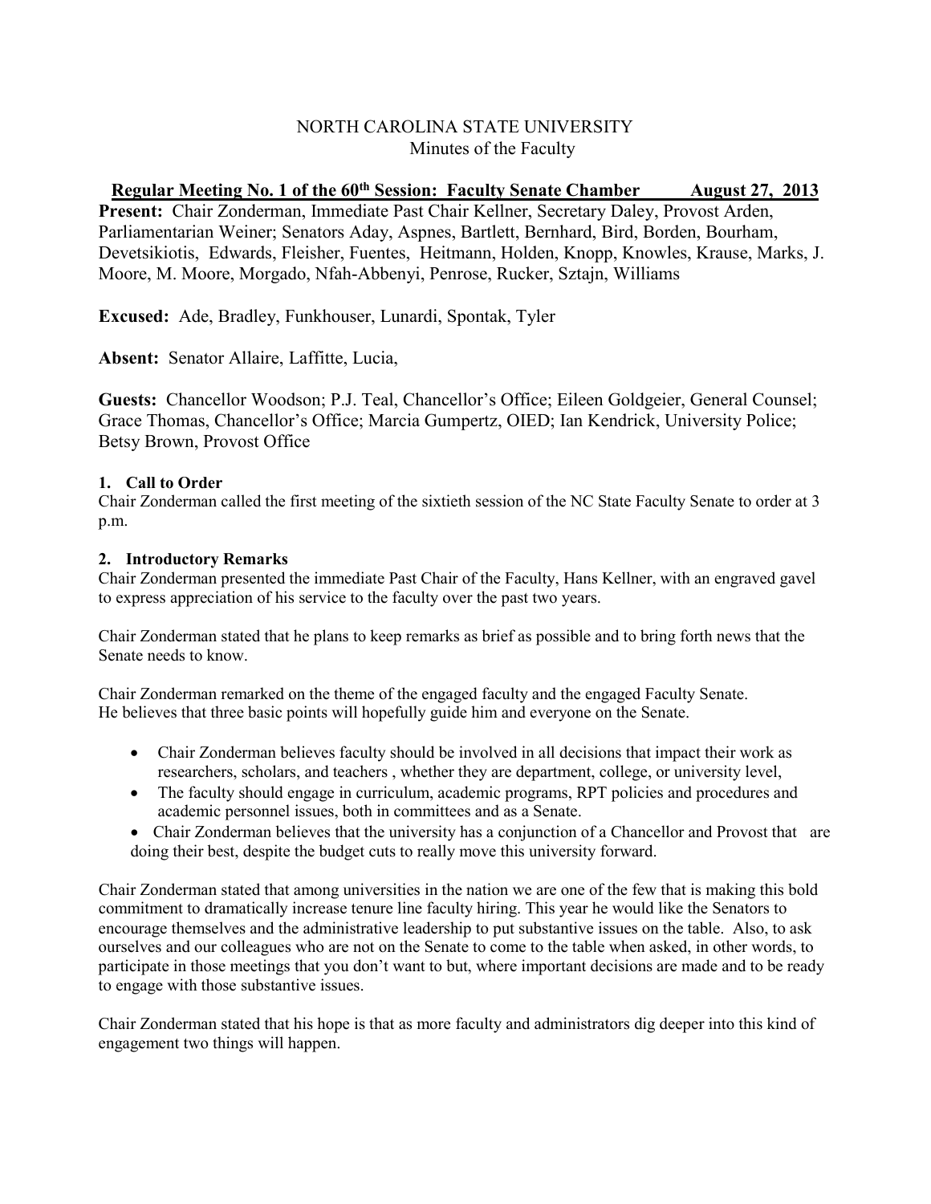NORTH CAROLINA STATE UNIVERSITY
Minutes of the Faculty

**Regular Meeting No. 1 of the 60th Session: Faculty Senate Chamber August 27, 2013**

**Present:** Chair Zonderman, Immediate Past Chair Kellner, Secretary Daley, Provost Arden, Parliamentarian Weiner; Senators Aday, Aspnes, Bartlett, Bernhard, Bird, Borden, Bourham, Devetsikiotis, Edwards, Fleisher, Fuentes, Heitmann, Holden, Knopp, Knowles, Krause, Marks, J. Moore, M. Moore, Morgado, Nfah-Abbenyi, Penrose, Rucker, Sztajn, Williams

**Excused:** Ade, Bradley, Funkhouser, Lunardi, Spontak, Tyler

**Absent:** Senator Allaire, Laffitte, Lucia,

**Guests:** Chancellor Woodson; P.J. Teal, Chancellor's Office; Eileen Goldgeier, General Counsel; Grace Thomas, Chancellor's Office; Marcia Gumpertz, OIED; Ian Kendrick, University Police; Betsy Brown, Provost Office

**1. Call to Order**

Chair Zonderman called the first meeting of the sixtieth session of the NC State Faculty Senate to order at 3 p.m.

**2. Introductory Remarks**

Chair Zonderman presented the immediate Past Chair of the Faculty, Hans Kellner, with an engraved gavel to express appreciation of his service to the faculty over the past two years.

Chair Zonderman stated that he plans to keep remarks as brief as possible and to bring forth news that the Senate needs to know.

Chair Zonderman remarked on the theme of the engaged faculty and the engaged Faculty Senate. He believes that three basic points will hopefully guide him and everyone on the Senate.

- Chair Zonderman believes faculty should be involved in all decisions that impact their work as researchers, scholars, and teachers , whether they are department, college, or university level,
- The faculty should engage in curriculum, academic programs, RPT policies and procedures and academic personnel issues, both in committees and as a Senate.
- Chair Zonderman believes that the university has a conjunction of a Chancellor and Provost that are doing their best, despite the budget cuts to really move this university forward.

Chair Zonderman stated that among universities in the nation we are one of the few that is making this bold commitment to dramatically increase tenure line faculty hiring. This year he would like the Senators to encourage themselves and the administrative leadership to put substantive issues on the table. Also, to ask ourselves and our colleagues who are not on the Senate to come to the table when asked, in other words, to participate in those meetings that you don't want to but, where important decisions are made and to be ready to engage with those substantive issues.

Chair Zonderman stated that his hope is that as more faculty and administrators dig deeper into this kind of engagement two things will happen.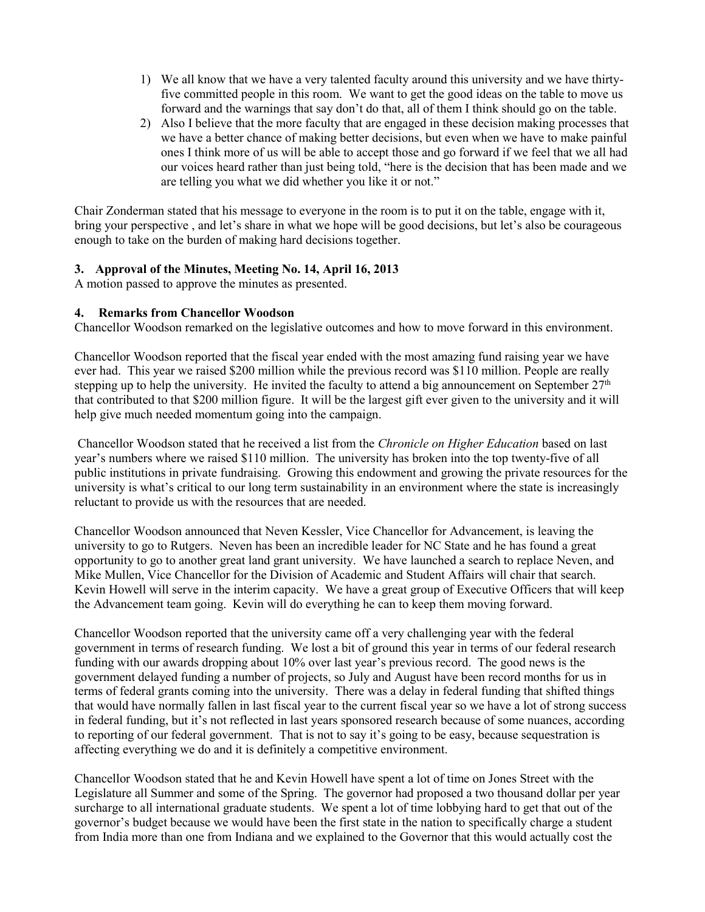1) We all know that we have a very talented faculty around this university and we have thirty-five committed people in this room. We want to get the good ideas on the table to move us forward and the warnings that say don't do that, all of them I think should go on the table.
2) Also I believe that the more faculty that are engaged in these decision making processes that we have a better chance of making better decisions, but even when we have to make painful ones I think more of us will be able to accept those and go forward if we feel that we all had our voices heard rather than just being told, "here is the decision that has been made and we are telling you what we did whether you like it or not."

Chair Zonderman stated that his message to everyone in the room is to put it on the table, engage with it, bring your perspective , and let's share in what we hope will be good decisions, but let's also be courageous enough to take on the burden of making hard decisions together.

**3. Approval of the Minutes, Meeting No. 14, April 16, 2013**

A motion passed to approve the minutes as presented.

**4. Remarks from Chancellor Woodson**

Chancellor Woodson remarked on the legislative outcomes and how to move forward in this environment.

Chancellor Woodson reported that the fiscal year ended with the most amazing fund raising year we have ever had. This year we raised $200 million while the previous record was $110 million. People are really stepping up to help the university. He invited the faculty to attend a big announcement on September 27th that contributed to that $200 million figure. It will be the largest gift ever given to the university and it will help give much needed momentum going into the campaign.

Chancellor Woodson stated that he received a list from the *Chronicle on Higher Education* based on last year's numbers where we raised $110 million. The university has broken into the top twenty-five of all public institutions in private fundraising. Growing this endowment and growing the private resources for the university is what's critical to our long term sustainability in an environment where the state is increasingly reluctant to provide us with the resources that are needed.

Chancellor Woodson announced that Neven Kessler, Vice Chancellor for Advancement, is leaving the university to go to Rutgers. Neven has been an incredible leader for NC State and he has found a great opportunity to go to another great land grant university. We have launched a search to replace Neven, and Mike Mullen, Vice Chancellor for the Division of Academic and Student Affairs will chair that search. Kevin Howell will serve in the interim capacity. We have a great group of Executive Officers that will keep the Advancement team going. Kevin will do everything he can to keep them moving forward.

Chancellor Woodson reported that the university came off a very challenging year with the federal government in terms of research funding. We lost a bit of ground this year in terms of our federal research funding with our awards dropping about 10% over last year's previous record. The good news is the government delayed funding a number of projects, so July and August have been record months for us in terms of federal grants coming into the university. There was a delay in federal funding that shifted things that would have normally fallen in last fiscal year to the current fiscal year so we have a lot of strong success in federal funding, but it's not reflected in last years sponsored research because of some nuances, according to reporting of our federal government. That is not to say it's going to be easy, because sequestration is affecting everything we do and it is definitely a competitive environment.

Chancellor Woodson stated that he and Kevin Howell have spent a lot of time on Jones Street with the Legislature all Summer and some of the Spring. The governor had proposed a two thousand dollar per year surcharge to all international graduate students. We spent a lot of time lobbying hard to get that out of the governor's budget because we would have been the first state in the nation to specifically charge a student from India more than one from Indiana and we explained to the Governor that this would actually cost the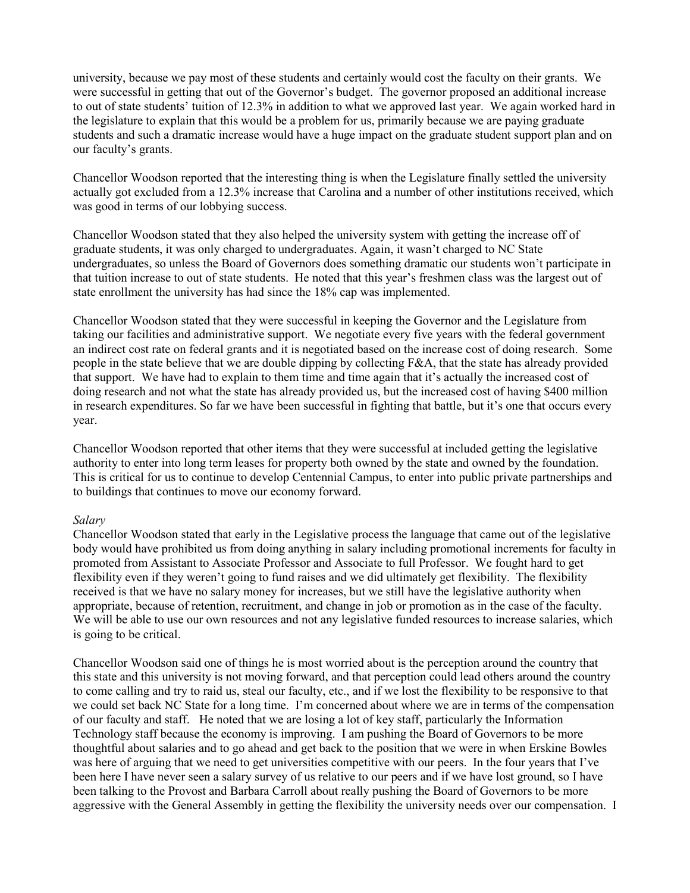university, because we pay most of these students and certainly would cost the faculty on their grants. We were successful in getting that out of the Governor's budget. The governor proposed an additional increase to out of state students' tuition of 12.3% in addition to what we approved last year. We again worked hard in the legislature to explain that this would be a problem for us, primarily because we are paying graduate students and such a dramatic increase would have a huge impact on the graduate student support plan and on our faculty's grants.

Chancellor Woodson reported that the interesting thing is when the Legislature finally settled the university actually got excluded from a 12.3% increase that Carolina and a number of other institutions received, which was good in terms of our lobbying success.

Chancellor Woodson stated that they also helped the university system with getting the increase off of graduate students, it was only charged to undergraduates. Again, it wasn't charged to NC State undergraduates, so unless the Board of Governors does something dramatic our students won't participate in that tuition increase to out of state students. He noted that this year's freshmen class was the largest out of state enrollment the university has had since the 18% cap was implemented.

Chancellor Woodson stated that they were successful in keeping the Governor and the Legislature from taking our facilities and administrative support. We negotiate every five years with the federal government an indirect cost rate on federal grants and it is negotiated based on the increase cost of doing research. Some people in the state believe that we are double dipping by collecting F&A, that the state has already provided that support. We have had to explain to them time and time again that it's actually the increased cost of doing research and not what the state has already provided us, but the increased cost of having $400 million in research expenditures. So far we have been successful in fighting that battle, but it's one that occurs every year.

Chancellor Woodson reported that other items that they were successful at included getting the legislative authority to enter into long term leases for property both owned by the state and owned by the foundation. This is critical for us to continue to develop Centennial Campus, to enter into public private partnerships and to buildings that continues to move our economy forward.

*Salary*
Chancellor Woodson stated that early in the Legislative process the language that came out of the legislative body would have prohibited us from doing anything in salary including promotional increments for faculty in promoted from Assistant to Associate Professor and Associate to full Professor. We fought hard to get flexibility even if they weren't going to fund raises and we did ultimately get flexibility. The flexibility received is that we have no salary money for increases, but we still have the legislative authority when appropriate, because of retention, recruitment, and change in job or promotion as in the case of the faculty. We will be able to use our own resources and not any legislative funded resources to increase salaries, which is going to be critical.

Chancellor Woodson said one of things he is most worried about is the perception around the country that this state and this university is not moving forward, and that perception could lead others around the country to come calling and try to raid us, steal our faculty, etc., and if we lost the flexibility to be responsive to that we could set back NC State for a long time. I'm concerned about where we are in terms of the compensation of our faculty and staff. He noted that we are losing a lot of key staff, particularly the Information Technology staff because the economy is improving. I am pushing the Board of Governors to be more thoughtful about salaries and to go ahead and get back to the position that we were in when Erskine Bowles was here of arguing that we need to get universities competitive with our peers. In the four years that I've been here I have never seen a salary survey of us relative to our peers and if we have lost ground, so I have been talking to the Provost and Barbara Carroll about really pushing the Board of Governors to be more aggressive with the General Assembly in getting the flexibility the university needs over our compensation. I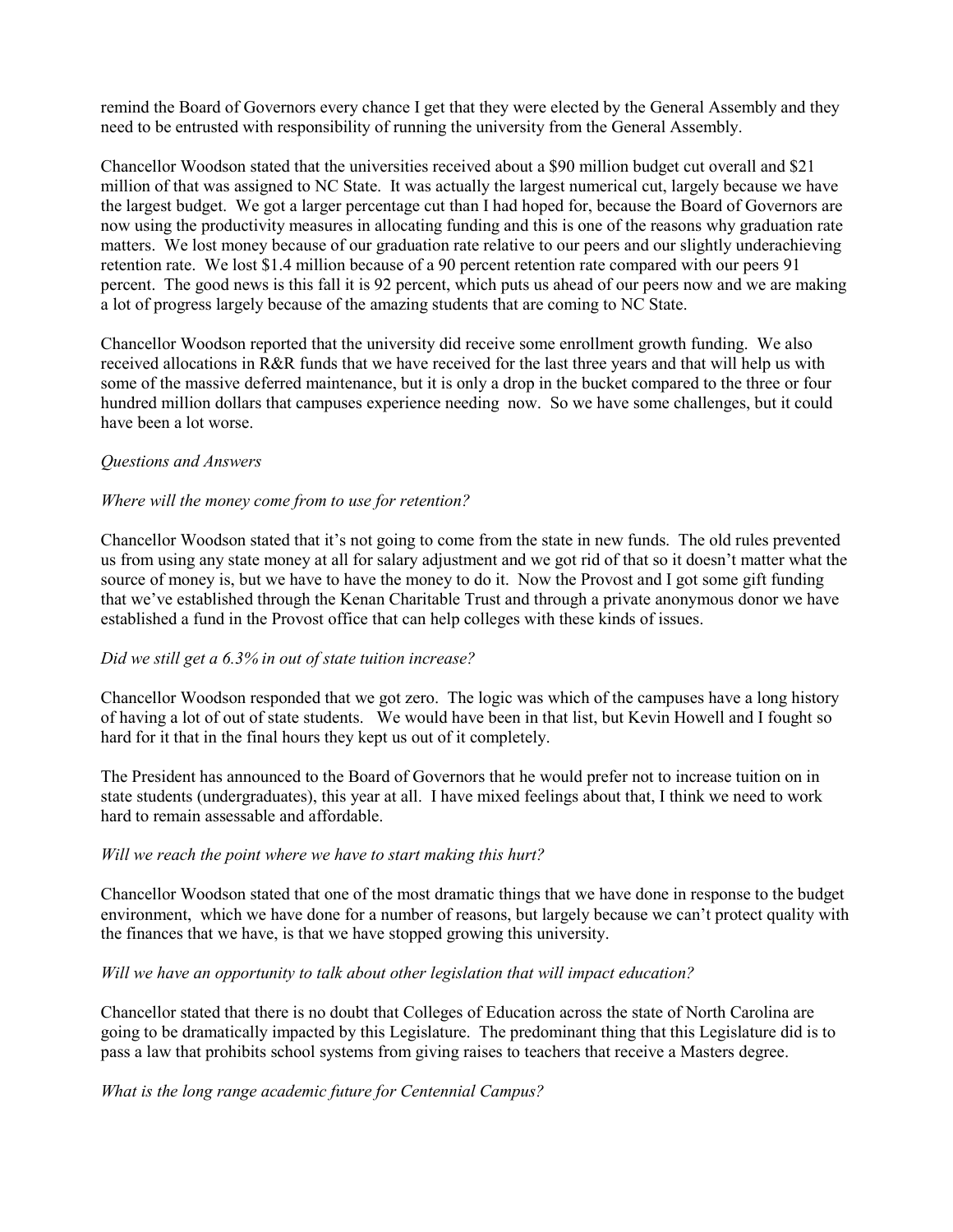remind the Board of Governors every chance I get that they were elected by the General Assembly and they need to be entrusted with responsibility of running the university from the General Assembly.

Chancellor Woodson stated that the universities received about a $90 million budget cut overall and $21 million of that was assigned to NC State. It was actually the largest numerical cut, largely because we have the largest budget. We got a larger percentage cut than I had hoped for, because the Board of Governors are now using the productivity measures in allocating funding and this is one of the reasons why graduation rate matters. We lost money because of our graduation rate relative to our peers and our slightly underachieving retention rate. We lost $1.4 million because of a 90 percent retention rate compared with our peers 91 percent. The good news is this fall it is 92 percent, which puts us ahead of our peers now and we are making a lot of progress largely because of the amazing students that are coming to NC State.

Chancellor Woodson reported that the university did receive some enrollment growth funding. We also received allocations in R&R funds that we have received for the last three years and that will help us with some of the massive deferred maintenance, but it is only a drop in the bucket compared to the three or four hundred million dollars that campuses experience needing now. So we have some challenges, but it could have been a lot worse.

*Questions and Answers*

*Where will the money come from to use for retention?*

Chancellor Woodson stated that it's not going to come from the state in new funds. The old rules prevented us from using any state money at all for salary adjustment and we got rid of that so it doesn't matter what the source of money is, but we have to have the money to do it. Now the Provost and I got some gift funding that we've established through the Kenan Charitable Trust and through a private anonymous donor we have established a fund in the Provost office that can help colleges with these kinds of issues.

*Did we still get a 6.3% in out of state tuition increase?*

Chancellor Woodson responded that we got zero. The logic was which of the campuses have a long history of having a lot of out of state students. We would have been in that list, but Kevin Howell and I fought so hard for it that in the final hours they kept us out of it completely.

The President has announced to the Board of Governors that he would prefer not to increase tuition on in state students (undergraduates), this year at all. I have mixed feelings about that, I think we need to work hard to remain assessable and affordable.

*Will we reach the point where we have to start making this hurt?*

Chancellor Woodson stated that one of the most dramatic things that we have done in response to the budget environment, which we have done for a number of reasons, but largely because we can't protect quality with the finances that we have, is that we have stopped growing this university.

*Will we have an opportunity to talk about other legislation that will impact education?*

Chancellor stated that there is no doubt that Colleges of Education across the state of North Carolina are going to be dramatically impacted by this Legislature. The predominant thing that this Legislature did is to pass a law that prohibits school systems from giving raises to teachers that receive a Masters degree.

*What is the long range academic future for Centennial Campus?*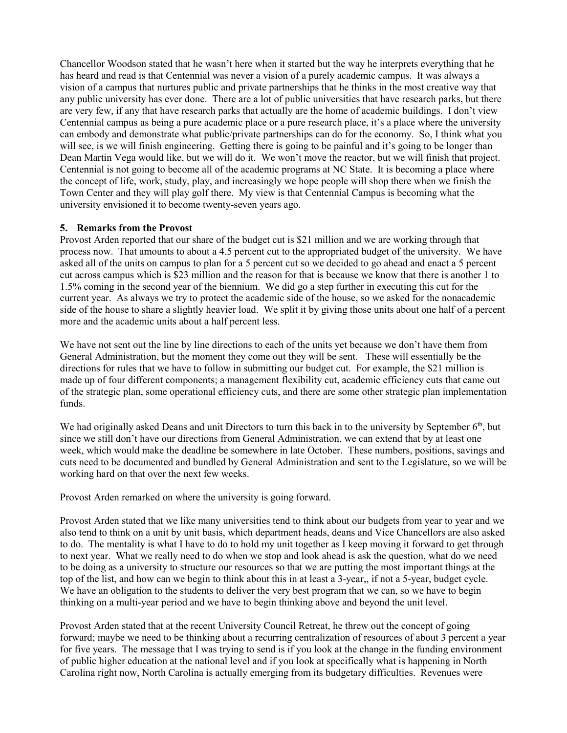Chancellor Woodson stated that he wasn't here when it started but the way he interprets everything that he has heard and read is that Centennial was never a vision of a purely academic campus. It was always a vision of a campus that nurtures public and private partnerships that he thinks in the most creative way that any public university has ever done. There are a lot of public universities that have research parks, but there are very few, if any that have research parks that actually are the home of academic buildings. I don't view Centennial campus as being a pure academic place or a pure research place, it's a place where the university can embody and demonstrate what public/private partnerships can do for the economy. So, I think what you will see, is we will finish engineering. Getting there is going to be painful and it's going to be longer than Dean Martin Vega would like, but we will do it. We won't move the reactor, but we will finish that project. Centennial is not going to become all of the academic programs at NC State. It is becoming a place where the concept of life, work, study, play, and increasingly we hope people will shop there when we finish the Town Center and they will play golf there. My view is that Centennial Campus is becoming what the university envisioned it to become twenty-seven years ago.

**5. Remarks from the Provost**

Provost Arden reported that our share of the budget cut is \$21 million and we are working through that process now. That amounts to about a 4.5 percent cut to the appropriated budget of the university. We have asked all of the units on campus to plan for a 5 percent cut so we decided to go ahead and enact a 5 percent cut across campus which is \$23 million and the reason for that is because we know that there is another 1 to 1.5% coming in the second year of the biennium. We did go a step further in executing this cut for the current year. As always we try to protect the academic side of the house, so we asked for the nonacademic side of the house to share a slightly heavier load. We split it by giving those units about one half of a percent more and the academic units about a half percent less.

We have not sent out the line by line directions to each of the units yet because we don't have them from General Administration, but the moment they come out they will be sent. These will essentially be the directions for rules that we have to follow in submitting our budget cut. For example, the \$21 million is made up of four different components; a management flexibility cut, academic efficiency cuts that came out of the strategic plan, some operational efficiency cuts, and there are some other strategic plan implementation funds.

We had originally asked Deans and unit Directors to turn this back in to the university by September 6th, but since we still don't have our directions from General Administration, we can extend that by at least one week, which would make the deadline be somewhere in late October. These numbers, positions, savings and cuts need to be documented and bundled by General Administration and sent to the Legislature, so we will be working hard on that over the next few weeks.

Provost Arden remarked on where the university is going forward.

Provost Arden stated that we like many universities tend to think about our budgets from year to year and we also tend to think on a unit by unit basis, which department heads, deans and Vice Chancellors are also asked to do. The mentality is what I have to do to hold my unit together as I keep moving it forward to get through to next year. What we really need to do when we stop and look ahead is ask the question, what do we need to be doing as a university to structure our resources so that we are putting the most important things at the top of the list, and how can we begin to think about this in at least a 3-year,, if not a 5-year, budget cycle. We have an obligation to the students to deliver the very best program that we can, so we have to begin thinking on a multi-year period and we have to begin thinking above and beyond the unit level.

Provost Arden stated that at the recent University Council Retreat, he threw out the concept of going forward; maybe we need to be thinking about a recurring centralization of resources of about 3 percent a year for five years. The message that I was trying to send is if you look at the change in the funding environment of public higher education at the national level and if you look at specifically what is happening in North Carolina right now, North Carolina is actually emerging from its budgetary difficulties. Revenues were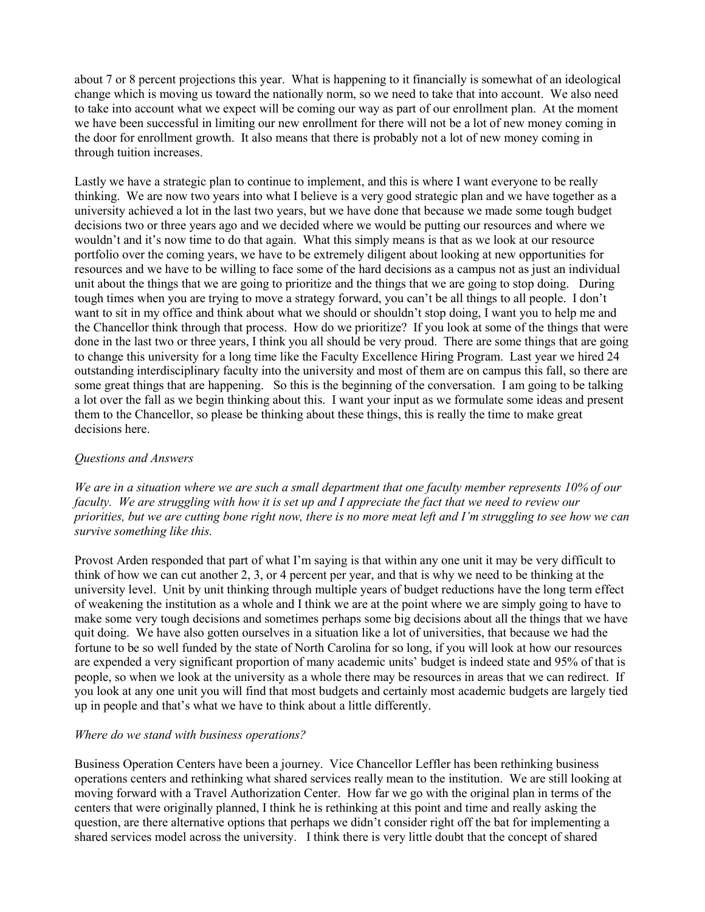about 7 or 8 percent projections this year. What is happening to it financially is somewhat of an ideological change which is moving us toward the nationally norm, so we need to take that into account. We also need to take into account what we expect will be coming our way as part of our enrollment plan. At the moment we have been successful in limiting our new enrollment for there will not be a lot of new money coming in the door for enrollment growth. It also means that there is probably not a lot of new money coming in through tuition increases.

Lastly we have a strategic plan to continue to implement, and this is where I want everyone to be really thinking. We are now two years into what I believe is a very good strategic plan and we have together as a university achieved a lot in the last two years, but we have done that because we made some tough budget decisions two or three years ago and we decided where we would be putting our resources and where we wouldn't and it's now time to do that again. What this simply means is that as we look at our resource portfolio over the coming years, we have to be extremely diligent about looking at new opportunities for resources and we have to be willing to face some of the hard decisions as a campus not as just an individual unit about the things that we are going to prioritize and the things that we are going to stop doing. During tough times when you are trying to move a strategy forward, you can't be all things to all people. I don't want to sit in my office and think about what we should or shouldn't stop doing, I want you to help me and the Chancellor think through that process. How do we prioritize? If you look at some of the things that were done in the last two or three years, I think you all should be very proud. There are some things that are going to change this university for a long time like the Faculty Excellence Hiring Program. Last year we hired 24 outstanding interdisciplinary faculty into the university and most of them are on campus this fall, so there are some great things that are happening. So this is the beginning of the conversation. I am going to be talking a lot over the fall as we begin thinking about this. I want your input as we formulate some ideas and present them to the Chancellor, so please be thinking about these things, this is really the time to make great decisions here.

*Questions and Answers*

*We are in a situation where we are such a small department that one faculty member represents 10% of our faculty. We are struggling with how it is set up and I appreciate the fact that we need to review our priorities, but we are cutting bone right now, there is no more meat left and I'm struggling to see how we can survive something like this.*

Provost Arden responded that part of what I'm saying is that within any one unit it may be very difficult to think of how we can cut another 2, 3, or 4 percent per year, and that is why we need to be thinking at the university level. Unit by unit thinking through multiple years of budget reductions have the long term effect of weakening the institution as a whole and I think we are at the point where we are simply going to have to make some very tough decisions and sometimes perhaps some big decisions about all the things that we have quit doing. We have also gotten ourselves in a situation like a lot of universities, that because we had the fortune to be so well funded by the state of North Carolina for so long, if you will look at how our resources are expended a very significant proportion of many academic units' budget is indeed state and 95% of that is people, so when we look at the university as a whole there may be resources in areas that we can redirect. If you look at any one unit you will find that most budgets and certainly most academic budgets are largely tied up in people and that's what we have to think about a little differently.

*Where do we stand with business operations?*

Business Operation Centers have been a journey. Vice Chancellor Leffler has been rethinking business operations centers and rethinking what shared services really mean to the institution. We are still looking at moving forward with a Travel Authorization Center. How far we go with the original plan in terms of the centers that were originally planned, I think he is rethinking at this point and time and really asking the question, are there alternative options that perhaps we didn't consider right off the bat for implementing a shared services model across the university. I think there is very little doubt that the concept of shared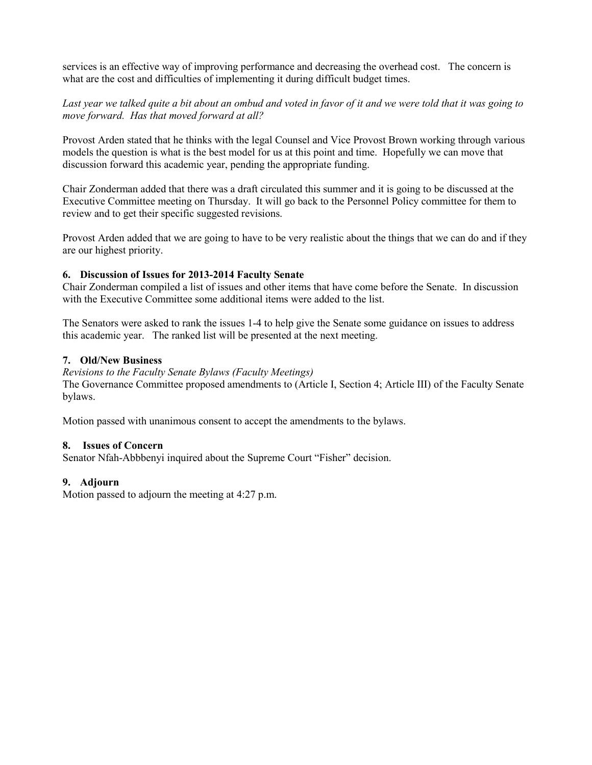services is an effective way of improving performance and decreasing the overhead cost. The concern is what are the cost and difficulties of implementing it during difficult budget times.

*Last year we talked quite a bit about an ombud and voted in favor of it and we were told that it was going to move forward. Has that moved forward at all?*

Provost Arden stated that he thinks with the legal Counsel and Vice Provost Brown working through various models the question is what is the best model for us at this point and time. Hopefully we can move that discussion forward this academic year, pending the appropriate funding.

Chair Zonderman added that there was a draft circulated this summer and it is going to be discussed at the Executive Committee meeting on Thursday. It will go back to the Personnel Policy committee for them to review and to get their specific suggested revisions.

Provost Arden added that we are going to have to be very realistic about the things that we can do and if they are our highest priority.

### 6. Discussion of Issues for 2013-2014 Faculty Senate

Chair Zonderman compiled a list of issues and other items that have come before the Senate. In discussion with the Executive Committee some additional items were added to the list.

The Senators were asked to rank the issues 1-4 to help give the Senate some guidance on issues to address this academic year. The ranked list will be presented at the next meeting.

### 7. Old/New Business

*Revisions to the Faculty Senate Bylaws (Faculty Meetings)*
The Governance Committee proposed amendments to (Article I, Section 4; Article III) of the Faculty Senate bylaws.

Motion passed with unanimous consent to accept the amendments to the bylaws.

### 8. Issues of Concern

Senator Nfah-Abbbenyi inquired about the Supreme Court "Fisher" decision.

### 9. Adjourn

Motion passed to adjourn the meeting at 4:27 p.m.